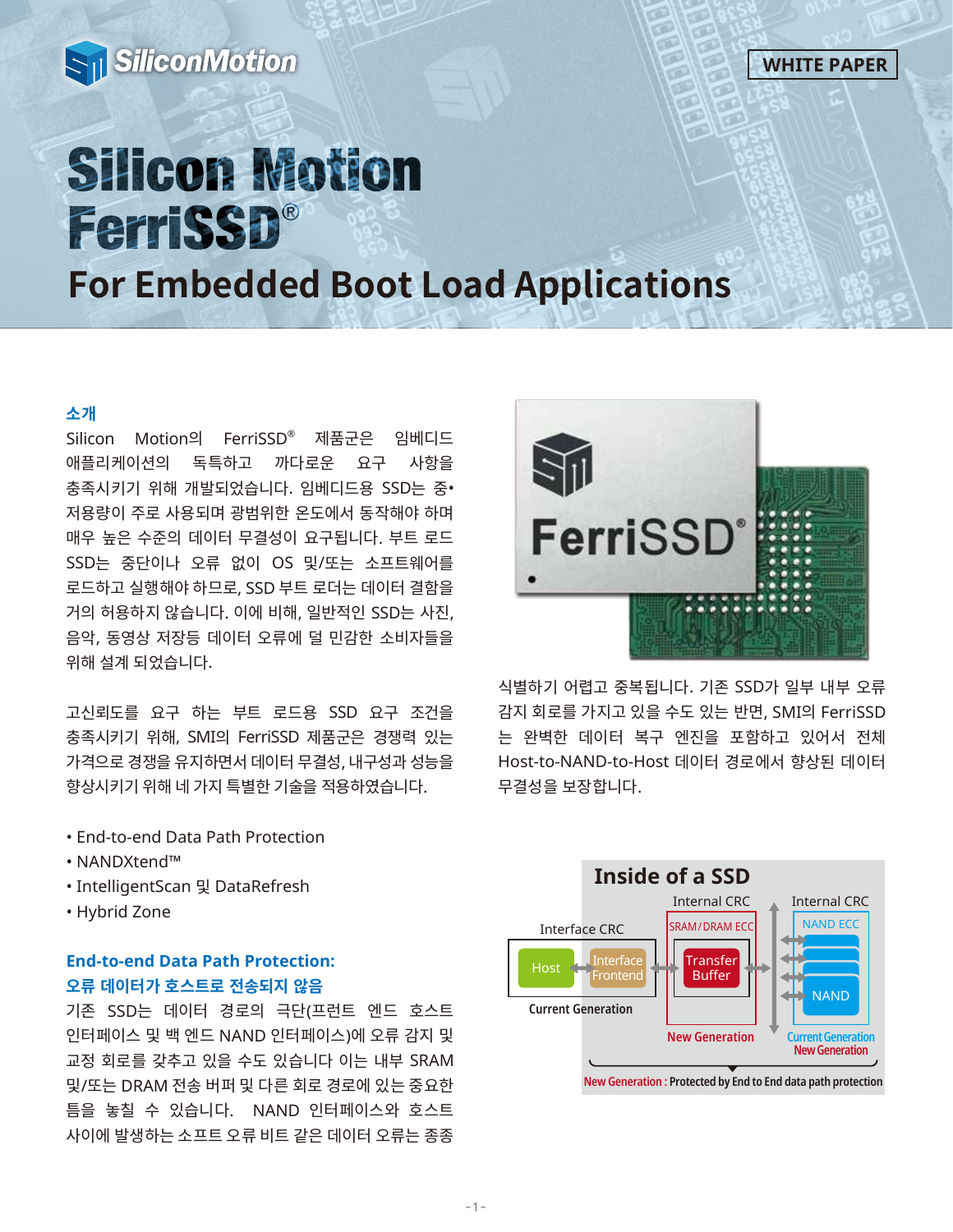WHITE PAPER

# Silicon Motion FerriSSD®

## For Embedded Boot Load Applications

### 소개

Silicon Motion의 FerriSSD® 제품군은 임베디드 애플리케이션의 독특하고 까다로운 요구 사항을 충족시키기 위해 개발되었습니다. 임베디드용 SSD는 중•저용량이 주로 사용되며 광범위한 온도에서 동작해야 하며 매우 높은 수준의 데이터 무결성이 요구됩니다. 부트 로드 SSD는 중단이나 오류 없이 OS 및/또는 소프트웨어를 로드하고 실행해야 하므로, SSD 부트 로더는 데이터 결함을 거의 허용하지 않습니다. 이에 비해, 일반적인 SSD는 사진, 음악, 동영상 저장등 데이터 오류에 덜 민감한 소비자들을 위해 설계 되었습니다.

고신뢰도를 요구 하는 부트 로드용 SSD 요구 조건을 충족시키기 위해, SMI의 FerriSSD 제품군은 경쟁력 있는 가격으로 경쟁을 유지하면서 데이터 무결성, 내구성과 성능을 향상시키기 위해 네 가지 특별한 기술을 적용하였습니다.

- End-to-end Data Path Protection
- NANDXtend™
- IntelligentScan 및 DataRefresh
- Hybrid Zone

### End-to-end Data Path Protection: 오류 데이터가 호스트로 전송되지 않음

기존 SSD는 데이터 경로의 극단(프런트 엔드 호스트 인터페이스 및 백 엔드 NAND 인터페이스)에 오류 감지 및 교정 회로를 갖추고 있을 수도 있습니다 이는 내부 SRAM 및/또는 DRAM 전송 버퍼 및 다른 회로 경로에 있는 중요한 틈을 놓칠 수 있습니다. NAND 인터페이스와 호스트 사이에 발생하는 소프트 오류 비트 같은 데이터 오류는 종종 식별하기 어렵고 중복됩니다. 기존 SSD가 일부 내부 오류 감지 회로를 가지고 있을 수도 있는 반면, SMI의 FerriSSD 는 완벽한 데이터 복구 엔진을 포함하고 있어서 전체 Host-to-NAND-to-Host 데이터 경로에서 향상된 데이터 무결성을 보장합니다.

**Inside of a SSD**

Interface CRC | Internal CRC | Internal CRC
Host ↔ Interface Frontend ↔ Transfer Buffer (SRAM/DRAM ECC) ↔ NAND (NAND ECC)
Current Generation | New Generation | Current Generation / New Generation

New Generation : Protected by End to End data path protection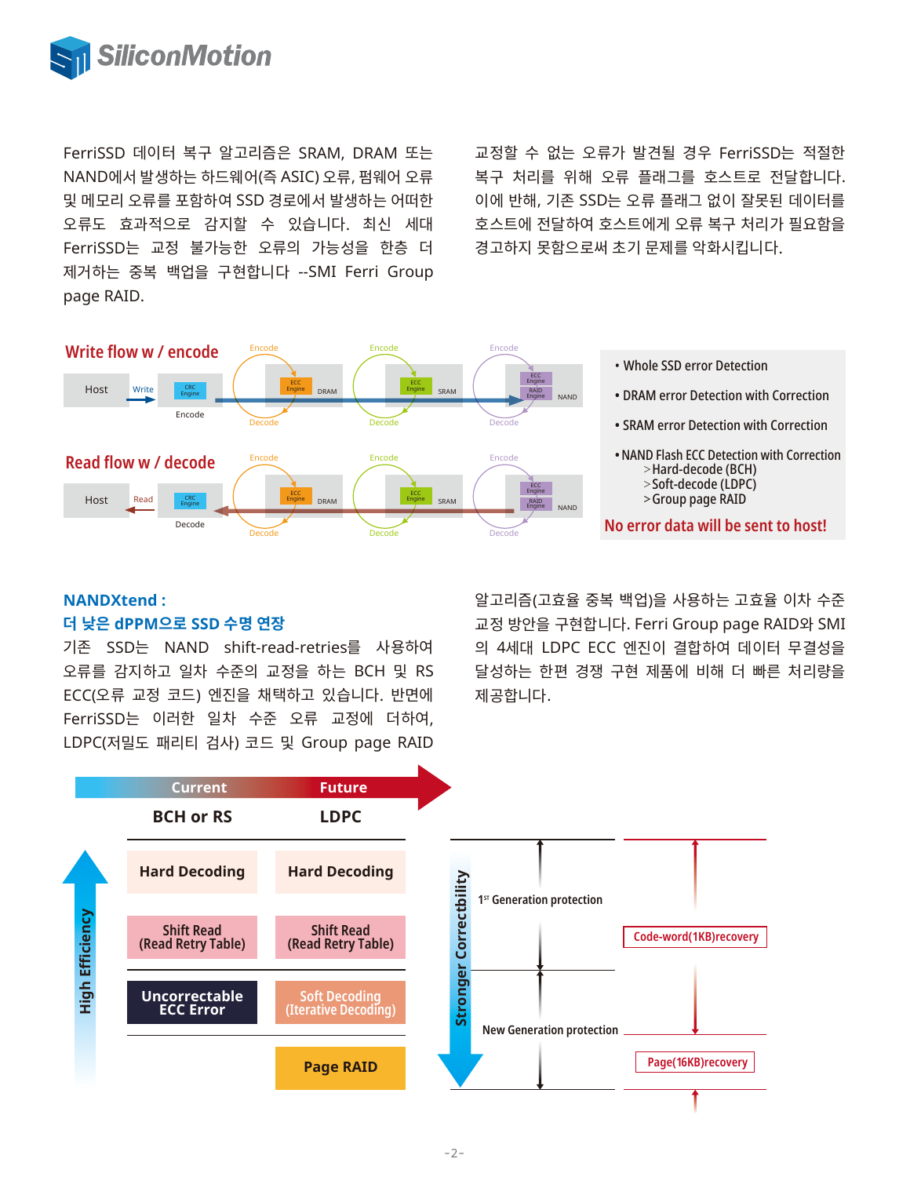FerriSSD 데이터 복구 알고리즘은 SRAM, DRAM 또는 NAND에서 발생하는 하드웨어(즉 ASIC) 오류, 펌웨어 오류 및 메모리 오류를 포함하여 SSD 경로에서 발생하는 어떠한 오류도 효과적으로 감지할 수 있습니다. 최신 세대 FerriSSD는 교정 불가능한 오류의 가능성을 한층 더 제거하는 중복 백업을 구현합니다 --SMI Ferri Group page RAID.

교정할 수 없는 오류가 발견될 경우 FerriSSD는 적절한 복구 처리를 위해 오류 플래그를 호스트로 전달합니다. 이에 반해, 기존 SSD는 오류 플래그 없이 잘못된 데이터를 호스트에 전달하여 호스트에게 오류 복구 처리가 필요함을 경고하지 못함으로써 초기 문제를 악화시킵니다.

**Write flow w / encode**

Host → Write → CRC Engine (Encode) → ECC Engine (Encode/Decode) DRAM → ECC Engine (Encode/Decode) SRAM → ECC Engine / RAID Engine (Encode/Decode) NAND

**Read flow w / decode**

Host ← Read ← CRC Engine (Decode) ← ECC Engine (Encode/Decode) DRAM ← ECC Engine (Encode/Decode) SRAM ← ECC Engine / RAID Engine (Encode/Decode) NAND

- Whole SSD error Detection
- DRAM error Detection with Correction
- SRAM error Detection with Correction
- NAND Flash ECC Detection with Correction
  - >Hard-decode (BCH)
  - >Soft-decode (LDPC)
  - >Group page RAID

No error data will be sent to host!

## NANDXtend : 더 낮은 dPPM으로 SSD 수명 연장

기존 SSD는 NAND shift-read-retries를 사용하여 오류를 감지하고 일차 수준의 교정을 하는 BCH 및 RS ECC(오류 교정 코드) 엔진을 채택하고 있습니다. 반면에 FerriSSD는 이러한 일차 수준 오류 교정에 더하여, LDPC(저밀도 패리티 검사) 코드 및 Group page RAID 알고리즘(고효율 중복 백업)을 사용하는 고효율 이차 수준 교정 방안을 구현합니다. Ferri Group page RAID와 SMI의 4세대 LDPC ECC 엔진이 결합하여 데이터 무결성을 달성하는 한편 경쟁 구현 제품에 비해 더 빠른 처리량을 제공합니다.

| Current: BCH or RS | Future: LDPC |
|---|---|
| Hard Decoding | Hard Decoding |
| Shift Read (Read Retry Table) | Shift Read (Read Retry Table) |
| Uncorrectable ECC Error | Soft Decoding (Iterative Decoding) |
| | Page RAID |

High Efficiency ↑

Stronger Correctbility ↓

- 1[ST] Generation protection — Code-word(1KB)recovery
- New Generation protection — Page(16KB)recovery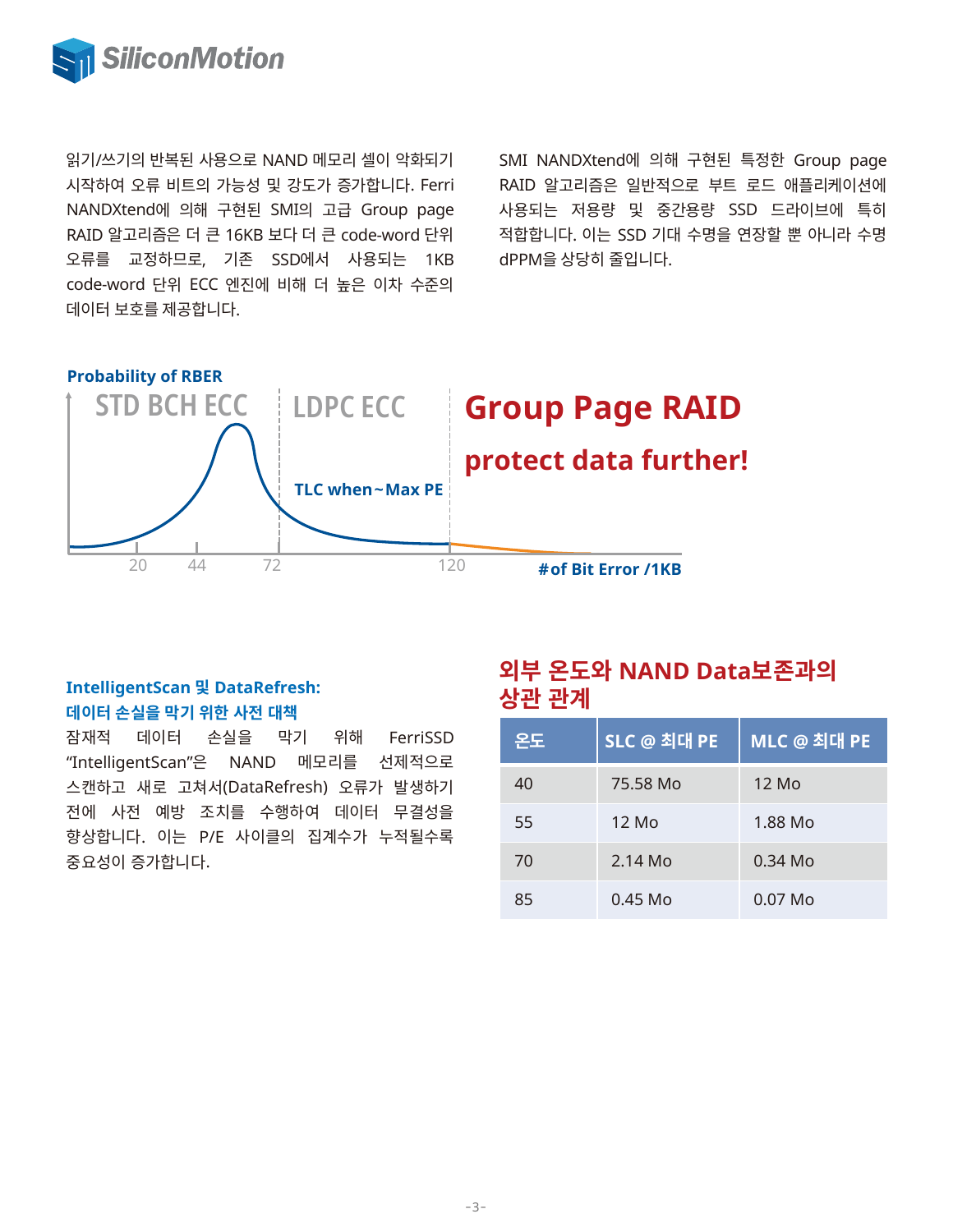읽기/쓰기의 반복된 사용으로 NAND 메모리 셀이 악화되기 시작하여 오류 비트의 가능성 및 강도가 증가합니다. Ferri NANDXtend에 의해 구현된 SMI의 고급 Group page RAID 알고리즘은 더 큰 16KB 보다 더 큰 code-word 단위 오류를 교정하므로, 기존 SSD에서 사용되는 1KB code-word 단위 ECC 엔진에 비해 더 높은 이차 수준의 데이터 보호를 제공합니다.

SMI NANDXtend에 의해 구현된 특정한 Group page RAID 알고리즘은 일반적으로 부트 로드 애플리케이션에 사용되는 저용량 및 중간용량 SSD 드라이브에 특히 적합합니다. 이는 SSD 기대 수명을 연장할 뿐 아니라 수명 dPPM을 상당히 줄입니다.

**Probability of RBER**

STD BCH ECC | LDPC ECC | **Group Page RAID**

**protect data further!**

TLC when~Max PE

20 44 72 120 #of Bit Error /1KB

### IntelligentScan 및 DataRefresh: 데이터 손실을 막기 위한 사전 대책

잠재적 데이터 손실을 막기 위해 FerriSSD "IntelligentScan"은 NAND 메모리를 선제적으로 스캔하고 새로 고쳐서(DataRefresh) 오류가 발생하기 전에 사전 예방 조치를 수행하여 데이터 무결성을 향상합니다. 이는 P/E 사이클의 집계수가 누적될수록 중요성이 증가합니다.

## 외부 온도와 NAND Data보존과의 상관 관계

| 온도 | SLC @ 최대 PE | MLC @ 최대 PE |
|---|---|---|
| 40 | 75.58 Mo | 12 Mo |
| 55 | 12 Mo | 1.88 Mo |
| 70 | 2.14 Mo | 0.34 Mo |
| 85 | 0.45 Mo | 0.07 Mo |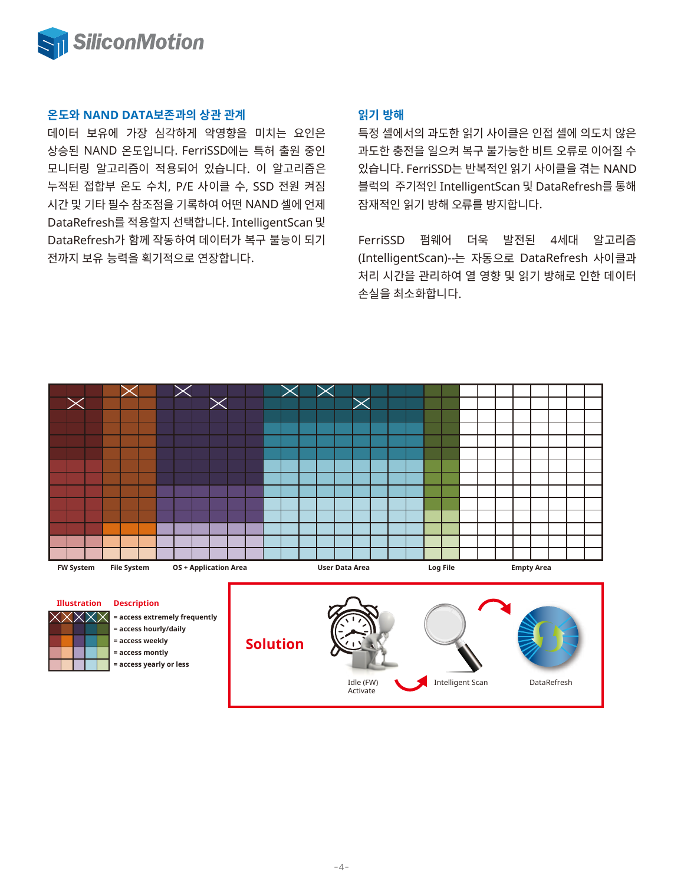## 온도와 NAND DATA보존과의 상관 관계

데이터 보유에 가장 심각하게 악영향을 미치는 요인은 상승된 NAND 온도입니다. FerriSSD에는 특허 출원 중인 모니터링 알고리즘이 적용되어 있습니다. 이 알고리즘은 누적된 접합부 온도 수치, P/E 사이클 수, SSD 전원 켜짐 시간 및 기타 필수 참조점을 기록하여 어떤 NAND 셀에 언제 DataRefresh를 적용할지 선택합니다. IntelligentScan 및 DataRefresh가 함께 작동하여 데이터가 복구 불능이 되기 전까지 보유 능력을 획기적으로 연장합니다.

## 읽기 방해

특정 셀에서의 과도한 읽기 사이클은 인접 셀에 의도치 않은 과도한 충전을 일으켜 복구 불가능한 비트 오류로 이어질 수 있습니다. FerriSSD는 반복적인 읽기 사이클을 겪는 NAND 블럭의 주기적인 IntelligentScan 및 DataRefresh를 통해 잠재적인 읽기 방해 오류를 방지합니다.

FerriSSD 펌웨어 더욱 발전된 4세대 알고리즘 (IntelligentScan)--는 자동으로 DataRefresh 사이클과 처리 시간을 관리하여 열 영향 및 읽기 방해로 인한 데이터 손실을 최소화합니다.

FW System | File System | OS + Application Area | User Data Area | Log File | Empty Area

| Illustration | Description |
|---|---|
| (crossed cells) | = access extremely frequently |
| (dark cells) | = access hourly/daily |
| (medium cells) | = access weekly |
| (light cells) | = access montly |
| (lightest cells) | = access yearly or less |

**Solution**

Idle (FW) Activate → Intelligent Scan → DataRefresh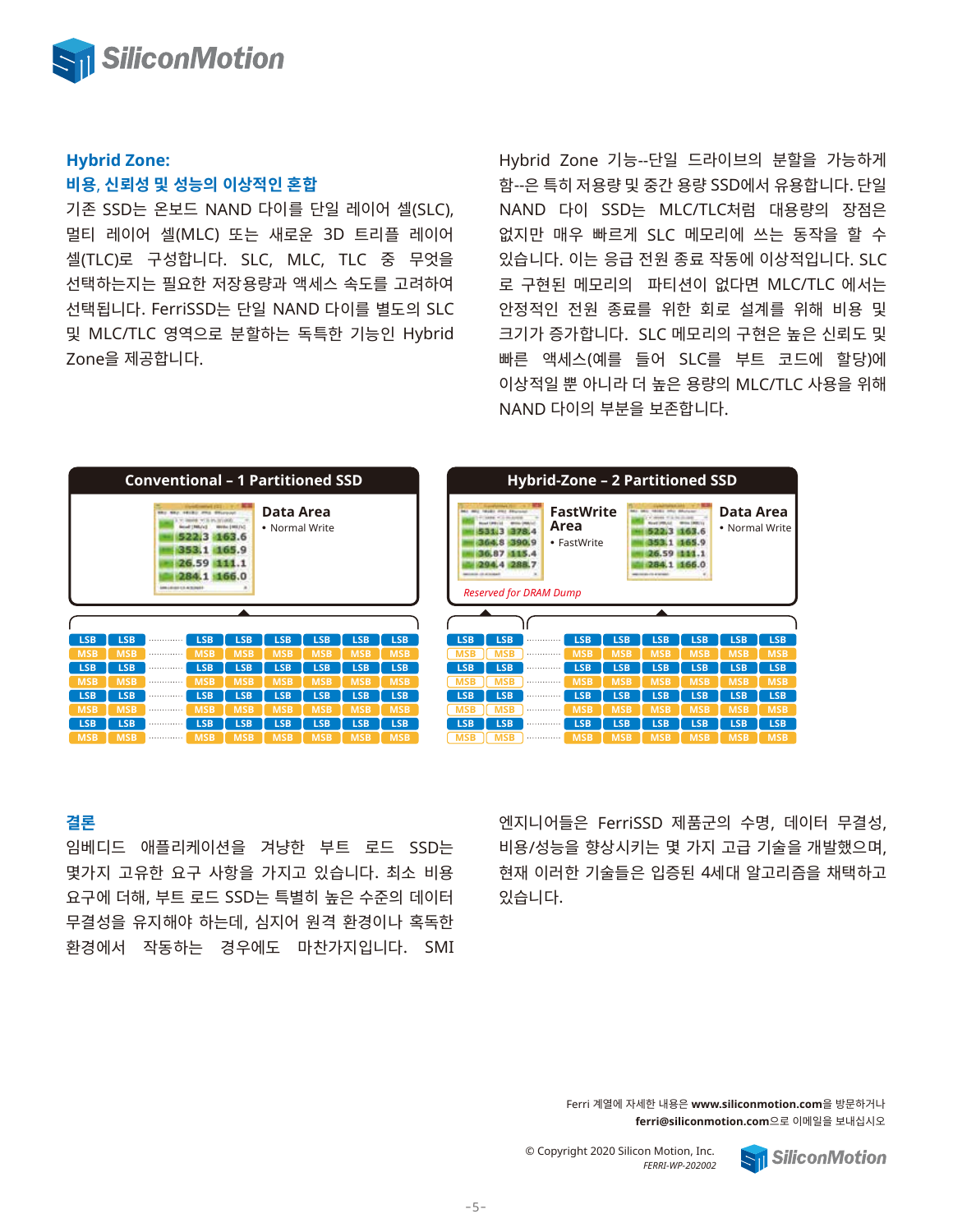## Hybrid Zone:

## 비용, 신뢰성 및 성능의 이상적인 혼합

기존 SSD는 온보드 NAND 다이를 단일 레이어 셀(SLC), 멀티 레이어 셀(MLC) 또는 새로운 3D 트리플 레이어 셀(TLC)로 구성합니다. SLC, MLC, TLC 중 무엇을 선택하는지는 필요한 저장용량과 액세스 속도를 고려하여 선택됩니다. FerriSSD는 단일 NAND 다이를 별도의 SLC 및 MLC/TLC 영역으로 분할하는 독특한 기능인 Hybrid Zone을 제공합니다.

Hybrid Zone 기능--단일 드라이브의 분할을 가능하게 함--은 특히 저용량 및 중간 용량 SSD에서 유용합니다. 단일 NAND 다이 SSD는 MLC/TLC처럼 대용량의 장점은 없지만 매우 빠르게 SLC 메모리에 쓰는 동작을 할 수 있습니다. 이는 응급 전원 종료 작동에 이상적입니다. SLC로 구현된 메모리의 파티션이 없다면 MLC/TLC 에서는 안정적인 전원 종료를 위한 회로 설계를 위해 비용 및 크기가 증가합니다. SLC 메모리의 구현은 높은 신뢰도 및 빠른 액세스(예를 들어 SLC를 부트 코드에 할당)에 이상적일 뿐 아니라 더 높은 용량의 MLC/TLC 사용을 위해 NAND 다이의 부분을 보존합니다.

Conventional – 1 Partitioned SSD

Data Area
• Normal Write

522.3 163.6
353.1 165.9
26.59 111.1
284.1 166.0

Hybrid-Zone – 2 Partitioned SSD

FastWrite Area
• FastWrite

531.3 378.4
364.8 390.9
36.87 115.4
294.4 288.7

Data Area
• Normal Write

522.3 163.6
353.1 165.9
26.59 111.1
284.1 166.0

Reserved for DRAM Dump

LSB MSB

## 결론

임베디드 애플리케이션을 겨냥한 부트 로드 SSD는 몇가지 고유한 요구 사항을 가지고 있습니다. 최소 비용 요구에 더해, 부트 로드 SSD는 특별히 높은 수준의 데이터 무결성을 유지해야 하는데, 심지어 원격 환경이나 혹독한 환경에서 작동하는 경우에도 마찬가지입니다. SMI 엔지니어들은 FerriSSD 제품군의 수명, 데이터 무결성, 비용/성능을 향상시키는 몇 가지 고급 기술을 개발했으며, 현재 이러한 기술들은 입증된 4세대 알고리즘을 채택하고 있습니다.

Ferri 계열에 자세한 내용은 **www.siliconmotion.com**을 방문하거나 **ferri@siliconmotion.com**으로 이메일을 보내십시오

© Copyright 2020 Silicon Motion, Inc.
*FERRI-WP-202002*